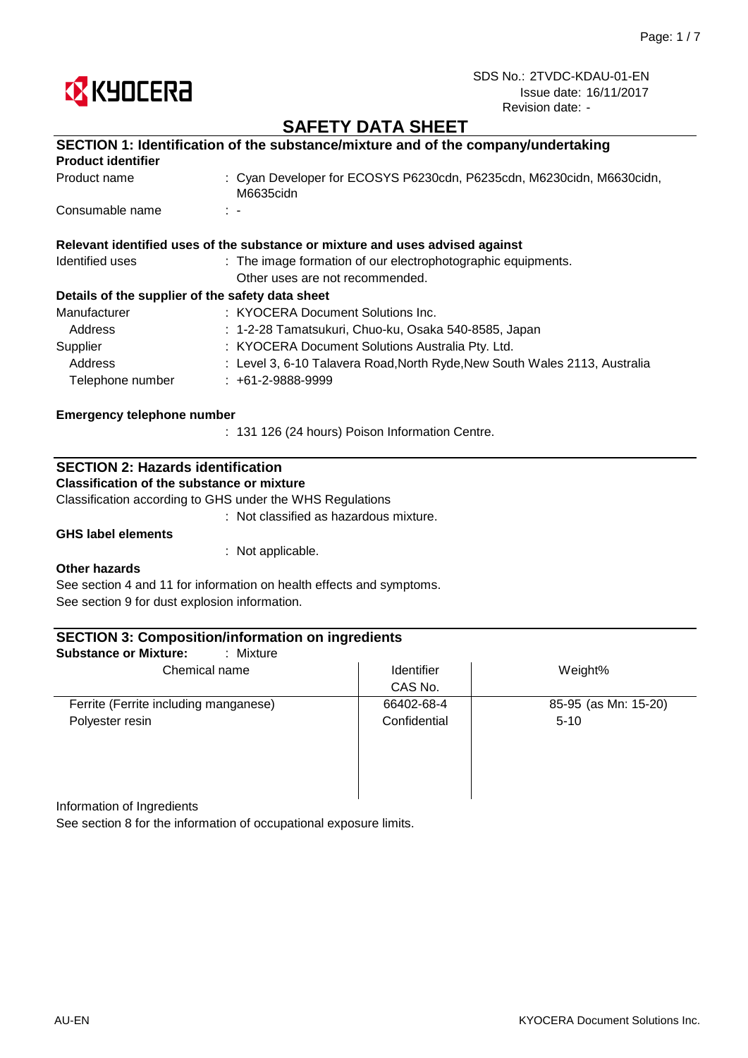KYOCERA

SDS No.: 2TVDC-KDAU-01-EN
Issue date: 16/11/2017
Revision date: -

# SAFETY DATA SHEET

## SECTION 1: Identification of the substance/mixture and of the company/undertaking

**Product identifier**

Product name : Cyan Developer for ECOSYS P6230cdn, P6235cdn, M6230cidn, M6630cidn, M6635cidn

Consumable name : -

**Relevant identified uses of the substance or mixture and uses advised against**

Identified uses : The image formation of our electrophotographic equipments.
Other uses are not recommended.

**Details of the supplier of the safety data sheet**

Manufacturer : KYOCERA Document Solutions Inc.
Address : 1-2-28 Tamatsukuri, Chuo-ku, Osaka 540-8585, Japan
Supplier : KYOCERA Document Solutions Australia Pty. Ltd.
Address : Level 3, 6-10 Talavera Road,North Ryde,New South Wales 2113, Australia
Telephone number : +61-2-9888-9999

**Emergency telephone number**

: 131 126 (24 hours) Poison Information Centre.

## SECTION 2: Hazards identification

**Classification of the substance or mixture**

Classification according to GHS under the WHS Regulations

: Not classified as hazardous mixture.

**GHS label elements**

: Not applicable.

**Other hazards**

See section 4 and 11 for information on health effects and symptoms.
See section 9 for dust explosion information.

## SECTION 3: Composition/information on ingredients

**Substance or Mixture:** : Mixture

| Chemical name | Identifier CAS No. | Weight% |
|---|---|---|
| Ferrite (Ferrite including manganese) | 66402-68-4 | 85-95 (as Mn: 15-20) |
| Polyester resin | Confidential | 5-10 |

Information of Ingredients

See section 8 for the information of occupational exposure limits.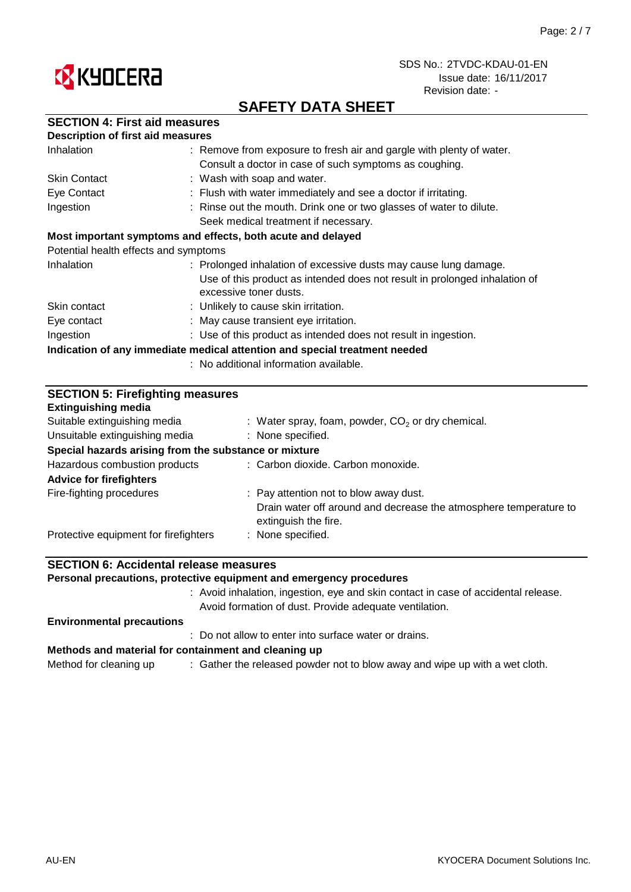## SECTION 4: First aid measures

### Description of first aid measures

| | |
|---|---|
| Inhalation | : Remove from exposure to fresh air and gargle with plenty of water. Consult a doctor in case of such symptoms as coughing. |
| Skin Contact | : Wash with soap and water. |
| Eye Contact | : Flush with water immediately and see a doctor if irritating. |
| Ingestion | : Rinse out the mouth. Drink one or two glasses of water to dilute. Seek medical treatment if necessary. |

### Most important symptoms and effects, both acute and delayed

Potential health effects and symptoms

| | |
|---|---|
| Inhalation | : Prolonged inhalation of excessive dusts may cause lung damage. Use of this product as intended does not result in prolonged inhalation of excessive toner dusts. |
| Skin contact | : Unlikely to cause skin irritation. |
| Eye contact | : May cause transient eye irritation. |
| Ingestion | : Use of this product as intended does not result in ingestion. |

### Indication of any immediate medical attention and special treatment needed

: No additional information available.

## SECTION 5: Firefighting measures

### Extinguishing media

| | |
|---|---|
| Suitable extinguishing media | : Water spray, foam, powder, $CO_2$ or dry chemical. |
| Unsuitable extinguishing media | : None specified. |

### Special hazards arising from the substance or mixture

| | |
|---|---|
| Hazardous combustion products | : Carbon dioxide. Carbon monoxide. |

### Advice for firefighters

| | |
|---|---|
| Fire-fighting procedures | : Pay attention not to blow away dust. Drain water off around and decrease the atmosphere temperature to extinguish the fire. |
| Protective equipment for firefighters | : None specified. |

## SECTION 6: Accidental release measures

### Personal precautions, protective equipment and emergency procedures

: Avoid inhalation, ingestion, eye and skin contact in case of accidental release. Avoid formation of dust. Provide adequate ventilation.

### Environmental precautions

: Do not allow to enter into surface water or drains.

### Methods and material for containment and cleaning up

| | |
|---|---|
| Method for cleaning up | : Gather the released powder not to blow away and wipe up with a wet cloth. |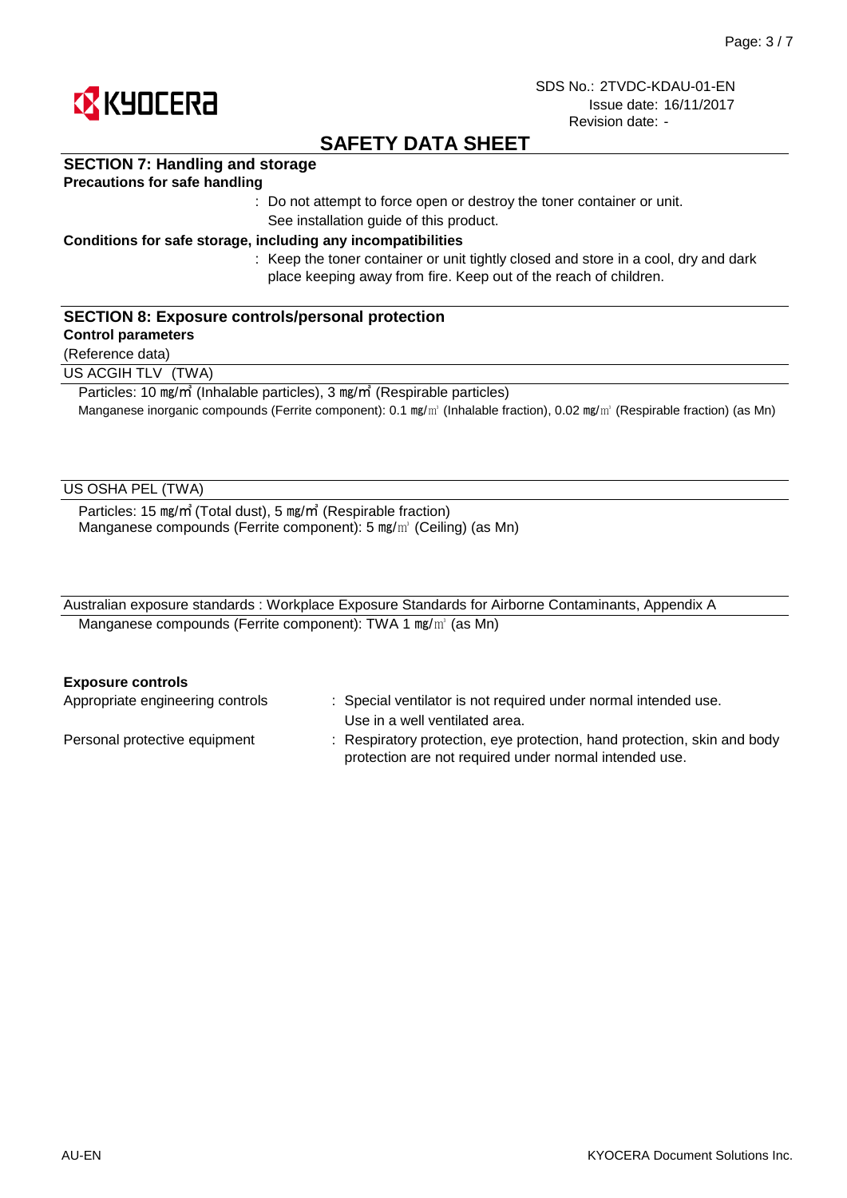# SAFETY DATA SHEET

## SECTION 7: Handling and storage

**Precautions for safe handling**

: Do not attempt to force open or destroy the toner container or unit.
See installation guide of this product.

**Conditions for safe storage, including any incompatibilities**

: Keep the toner container or unit tightly closed and store in a cool, dry and dark place keeping away from fire. Keep out of the reach of children.

## SECTION 8: Exposure controls/personal protection

**Control parameters**

(Reference data)

US ACGIH TLV (TWA)

Particles: 10 ㎎/㎥ (Inhalable particles), 3 ㎎/㎥ (Respirable particles)
Manganese inorganic compounds (Ferrite component): 0.1 ㎎/㎥ (Inhalable fraction), 0.02 ㎎/㎥ (Respirable fraction) (as Mn)

US OSHA PEL (TWA)

Particles: 15 ㎎/㎥ (Total dust), 5 ㎎/㎥ (Respirable fraction)
Manganese compounds (Ferrite component): 5 ㎎/㎥ (Ceiling) (as Mn)

Australian exposure standards : Workplace Exposure Standards for Airborne Contaminants, Appendix A

Manganese compounds (Ferrite component): TWA 1 ㎎/㎥ (as Mn)

**Exposure controls**

Appropriate engineering controls : Special ventilator is not required under normal intended use.
Use in a well ventilated area.

Personal protective equipment : Respiratory protection, eye protection, hand protection, skin and body protection are not required under normal intended use.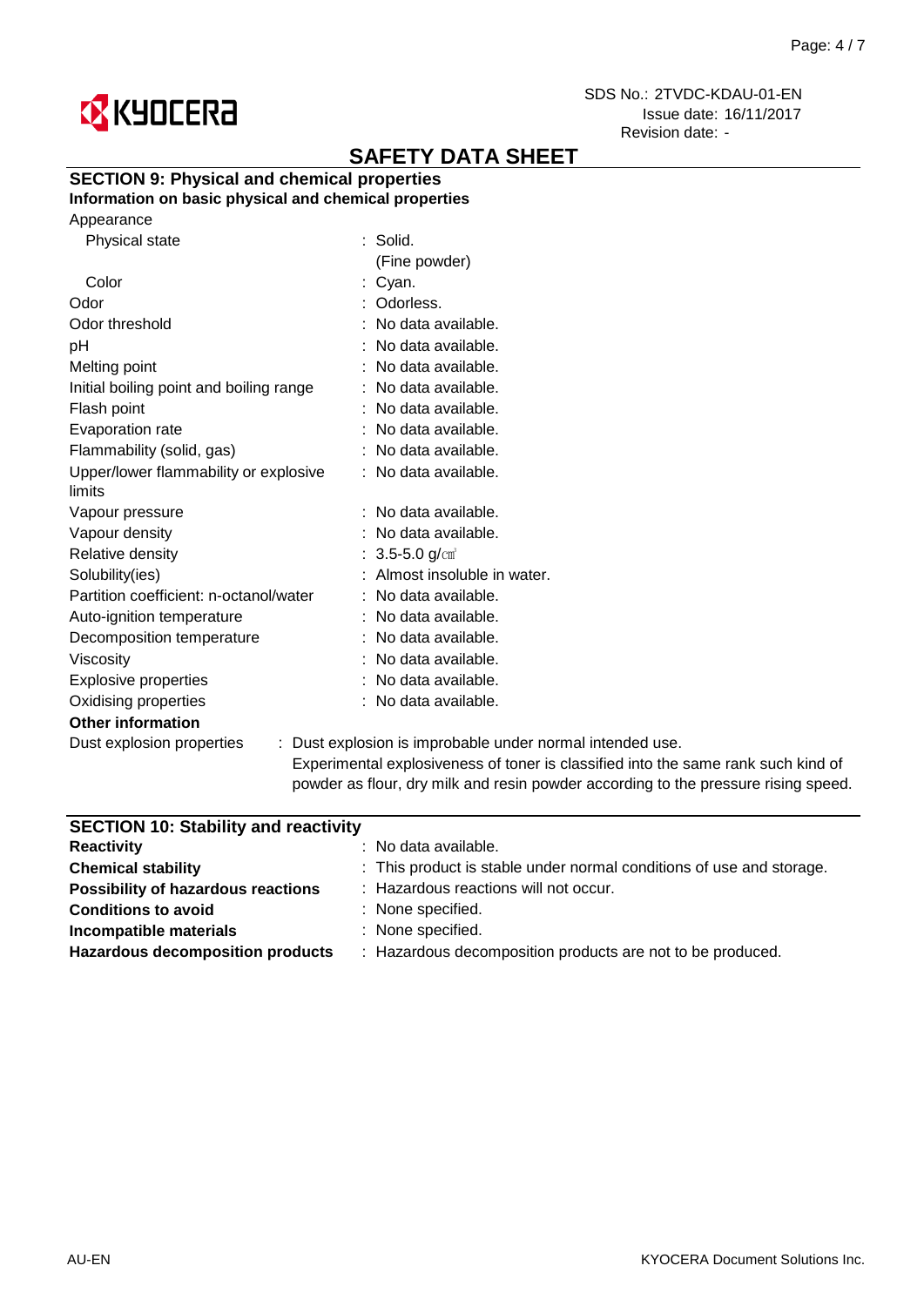# SAFETY DATA SHEET

## SECTION 9: Physical and chemical properties

**Information on basic physical and chemical properties**

| Property | Value |
|---|---|
| Appearance | |
| Physical state | : Solid. (Fine powder) |
| Color | : Cyan. |
| Odor | : Odorless. |
| Odor threshold | : No data available. |
| pH | : No data available. |
| Melting point | : No data available. |
| Initial boiling point and boiling range | : No data available. |
| Flash point | : No data available. |
| Evaporation rate | : No data available. |
| Flammability (solid, gas) | : No data available. |
| Upper/lower flammability or explosive limits | : No data available. |
| Vapour pressure | : No data available. |
| Vapour density | : No data available. |
| Relative density | : 3.5-5.0 g/㎤ |
| Solubility(ies) | : Almost insoluble in water. |
| Partition coefficient: n-octanol/water | : No data available. |
| Auto-ignition temperature | : No data available. |
| Decomposition temperature | : No data available. |
| Viscosity | : No data available. |
| Explosive properties | : No data available. |
| Oxidising properties | : No data available. |

**Other information**

Dust explosion properties : Dust explosion is improbable under normal intended use. Experimental explosiveness of toner is classified into the same rank such kind of powder as flour, dry milk and resin powder according to the pressure rising speed.

## SECTION 10: Stability and reactivity

| Property | Value |
|---|---|
| **Reactivity** | : No data available. |
| **Chemical stability** | : This product is stable under normal conditions of use and storage. |
| **Possibility of hazardous reactions** | : Hazardous reactions will not occur. |
| **Conditions to avoid** | : None specified. |
| **Incompatible materials** | : None specified. |
| **Hazardous decomposition products** | : Hazardous decomposition products are not to be produced. |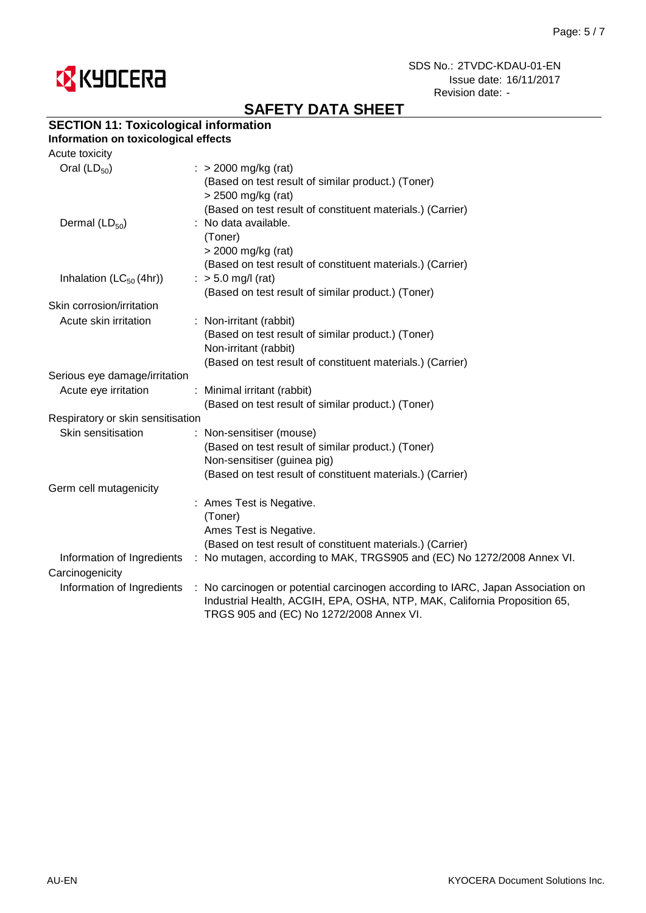## SAFETY DATA SHEET

### SECTION 11: Toxicological information

**Information on toxicological effects**

Acute toxicity

| | |
|---|---|
| Oral ($LD_{50}$) | : > 2000 mg/kg (rat) (Based on test result of similar product.) (Toner) > 2500 mg/kg (rat) (Based on test result of constituent materials.) (Carrier) |
| Dermal ($LD_{50}$) | : No data available. (Toner) > 2000 mg/kg (rat) (Based on test result of constituent materials.) (Carrier) |
| Inhalation ($LC_{50}$ (4hr)) | : > 5.0 mg/l (rat) (Based on test result of similar product.) (Toner) |

Skin corrosion/irritation

| | |
|---|---|
| Acute skin irritation | : Non-irritant (rabbit) (Based on test result of similar product.) (Toner) Non-irritant (rabbit) (Based on test result of constituent materials.) (Carrier) |

Serious eye damage/irritation

| | |
|---|---|
| Acute eye irritation | : Minimal irritant (rabbit) (Based on test result of similar product.) (Toner) |

Respiratory or skin sensitisation

| | |
|---|---|
| Skin sensitisation | : Non-sensitiser (mouse) (Based on test result of similar product.) (Toner) Non-sensitiser (guinea pig) (Based on test result of constituent materials.) (Carrier) |

Germ cell mutagenicity

| | |
|---|---|
| | : Ames Test is Negative. (Toner) Ames Test is Negative. (Based on test result of constituent materials.) (Carrier) |
| Information of Ingredients | : No mutagen, according to MAK, TRGS905 and (EC) No 1272/2008 Annex VI. |

Carcinogenicity

| | |
|---|---|
| Information of Ingredients | : No carcinogen or potential carcinogen according to IARC, Japan Association on Industrial Health, ACGIH, EPA, OSHA, NTP, MAK, California Proposition 65, TRGS 905 and (EC) No 1272/2008 Annex VI. |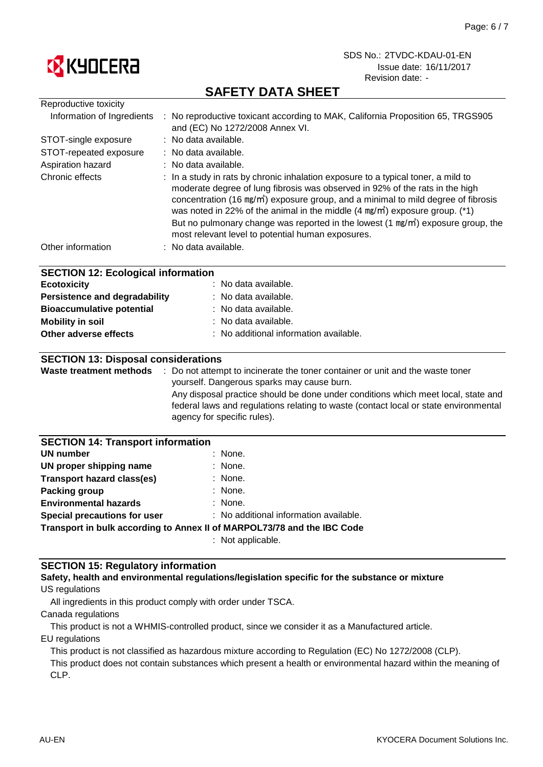Reproductive toxicity

| | |
|---|---|
| Information of Ingredients | : No reproductive toxicant according to MAK, California Proposition 65, TRGS905 and (EC) No 1272/2008 Annex VI. |
| STOT-single exposure | : No data available. |
| STOT-repeated exposure | : No data available. |
| Aspiration hazard | : No data available. |
| Chronic effects | : In a study in rats by chronic inhalation exposure to a typical toner, a mild to moderate degree of lung fibrosis was observed in 92% of the rats in the high concentration (16 ㎎/㎥) exposure group, and a minimal to mild degree of fibrosis was noted in 22% of the animal in the middle (4 ㎎/㎥) exposure group. (*1) But no pulmonary change was reported in the lowest (1 ㎎/㎥) exposure group, the most relevant level to potential human exposures. |
| Other information | : No data available. |

## SECTION 12: Ecological information

| | |
|---|---|
| **Ecotoxicity** | : No data available. |
| **Persistence and degradability** | : No data available. |
| **Bioaccumulative potential** | : No data available. |
| **Mobility in soil** | : No data available. |
| **Other adverse effects** | : No additional information available. |

## SECTION 13: Disposal considerations

**Waste treatment methods** : Do not attempt to incinerate the toner container or unit and the waste toner yourself. Dangerous sparks may cause burn.
Any disposal practice should be done under conditions which meet local, state and federal laws and regulations relating to waste (contact local or state environmental agency for specific rules).

## SECTION 14: Transport information

| | |
|---|---|
| **UN number** | : None. |
| **UN proper shipping name** | : None. |
| **Transport hazard class(es)** | : None. |
| **Packing group** | : None. |
| **Environmental hazards** | : None. |
| **Special precautions for user** | : No additional information available. |

**Transport in bulk according to Annex II of MARPOL73/78 and the IBC Code**
: Not applicable.

## SECTION 15: Regulatory information

**Safety, health and environmental regulations/legislation specific for the substance or mixture**

US regulations

All ingredients in this product comply with order under TSCA.

Canada regulations

This product is not a WHMIS-controlled product, since we consider it as a Manufactured article.

EU regulations

This product is not classified as hazardous mixture according to Regulation (EC) No 1272/2008 (CLP).
This product does not contain substances which present a health or environmental hazard within the meaning of CLP.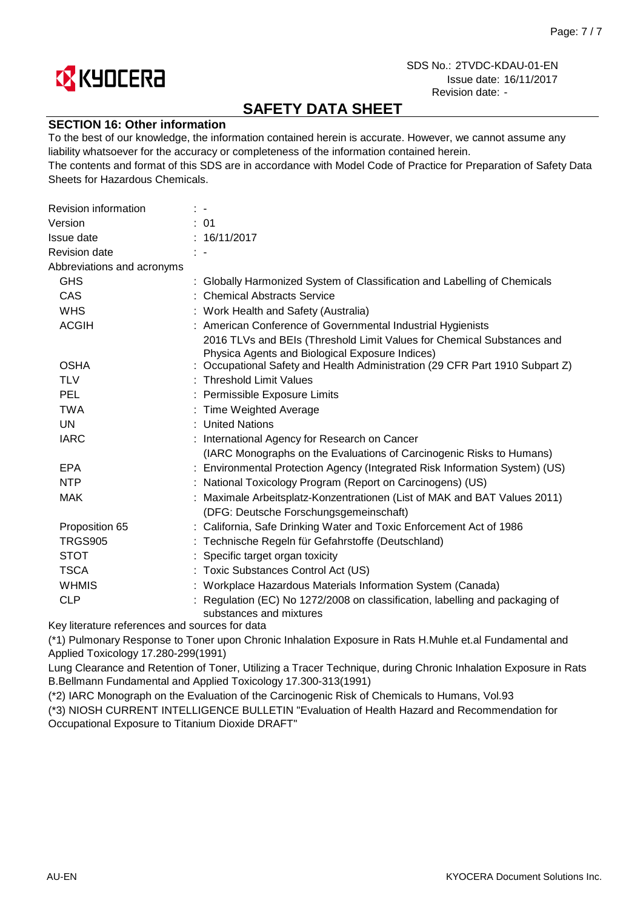## SAFETY DATA SHEET

### SECTION 16: Other information

To the best of our knowledge, the information contained herein is accurate. However, we cannot assume any liability whatsoever for the accuracy or completeness of the information contained herein.
The contents and format of this SDS are in accordance with Model Code of Practice for Preparation of Safety Data Sheets for Hazardous Chemicals.

| | |
|---|---|
| Revision information | : - |
| Version | : 01 |
| Issue date | : 16/11/2017 |
| Revision date | : - |
| Abbreviations and acronyms | |
| GHS | : Globally Harmonized System of Classification and Labelling of Chemicals |
| CAS | : Chemical Abstracts Service |
| WHS | : Work Health and Safety (Australia) |
| ACGIH | : American Conference of Governmental Industrial Hygienists 2016 TLVs and BEIs (Threshold Limit Values for Chemical Substances and Physica Agents and Biological Exposure Indices) |
| OSHA | : Occupational Safety and Health Administration (29 CFR Part 1910 Subpart Z) |
| TLV | : Threshold Limit Values |
| PEL | : Permissible Exposure Limits |
| TWA | : Time Weighted Average |
| UN | : United Nations |
| IARC | : International Agency for Research on Cancer (IARC Monographs on the Evaluations of Carcinogenic Risks to Humans) |
| EPA | : Environmental Protection Agency (Integrated Risk Information System) (US) |
| NTP | : National Toxicology Program (Report on Carcinogens) (US) |
| MAK | : Maximale Arbeitsplatz-Konzentrationen (List of MAK and BAT Values 2011) (DFG: Deutsche Forschungsgemeinschaft) |
| Proposition 65 | : California, Safe Drinking Water and Toxic Enforcement Act of 1986 |
| TRGS905 | : Technische Regeln für Gefahrstoffe (Deutschland) |
| STOT | : Specific target organ toxicity |
| TSCA | : Toxic Substances Control Act (US) |
| WHMIS | : Workplace Hazardous Materials Information System (Canada) |
| CLP | : Regulation (EC) No 1272/2008 on classification, labelling and packaging of substances and mixtures |

Key literature references and sources for data

(*1) Pulmonary Response to Toner upon Chronic Inhalation Exposure in Rats H.Muhle et.al Fundamental and Applied Toxicology 17.280-299(1991)

Lung Clearance and Retention of Toner, Utilizing a Tracer Technique, during Chronic Inhalation Exposure in Rats B.Bellmann Fundamental and Applied Toxicology 17.300-313(1991)

(*2) IARC Monograph on the Evaluation of the Carcinogenic Risk of Chemicals to Humans, Vol.93

(*3) NIOSH CURRENT INTELLIGENCE BULLETIN "Evaluation of Health Hazard and Recommendation for Occupational Exposure to Titanium Dioxide DRAFT"